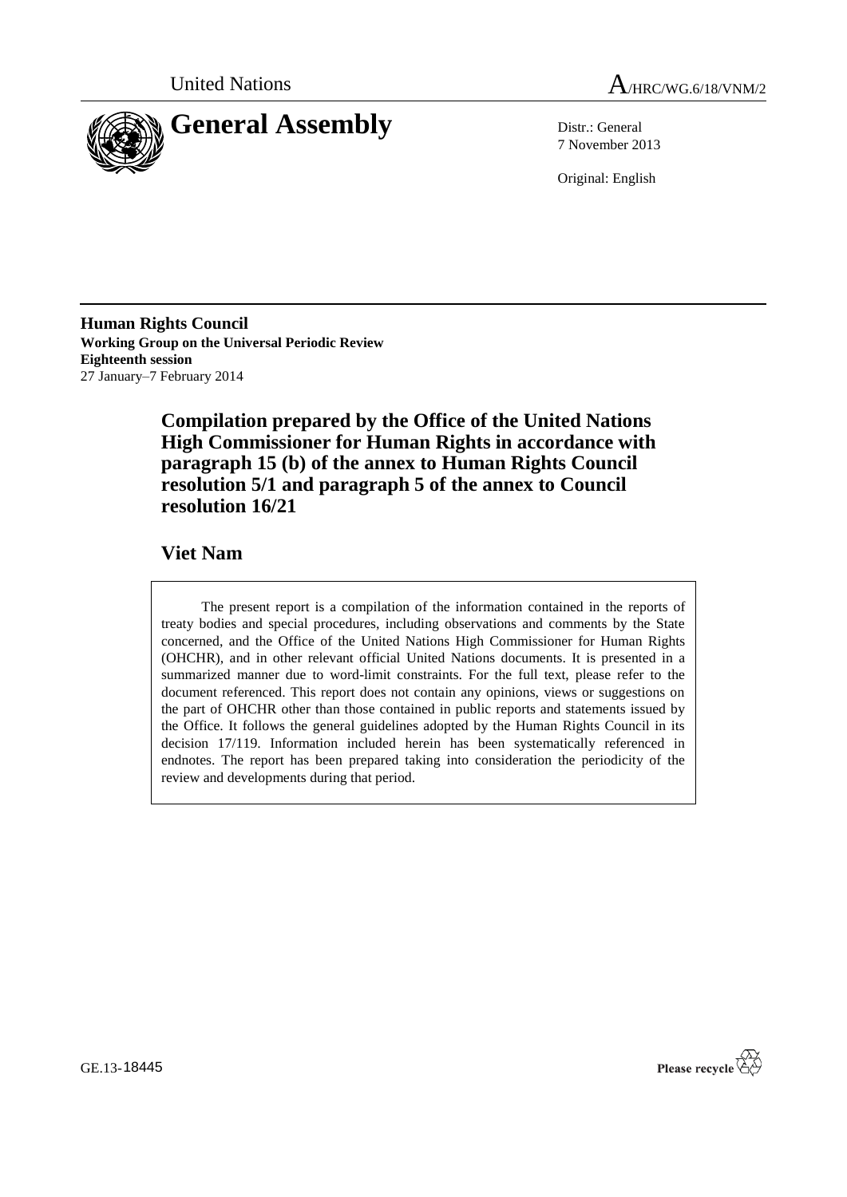United Nations

A/HRC/WG.6/18/VNM/2

# General Assembly

Distr.: General
7 November 2013

Original: English

**Human Rights Council**
**Working Group on the Universal Periodic Review**
**Eighteenth session**
27 January–7 February 2014

## Compilation prepared by the Office of the United Nations High Commissioner for Human Rights in accordance with paragraph 15 (b) of the annex to Human Rights Council resolution 5/1 and paragraph 5 of the annex to Council resolution 16/21

## Viet Nam

The present report is a compilation of the information contained in the reports of treaty bodies and special procedures, including observations and comments by the State concerned, and the Office of the United Nations High Commissioner for Human Rights (OHCHR), and in other relevant official United Nations documents. It is presented in a summarized manner due to word-limit constraints. For the full text, please refer to the document referenced. This report does not contain any opinions, views or suggestions on the part of OHCHR other than those contained in public reports and statements issued by the Office. It follows the general guidelines adopted by the Human Rights Council in its decision 17/119. Information included herein has been systematically referenced in endnotes. The report has been prepared taking into consideration the periodicity of the review and developments during that period.

GE.13-18445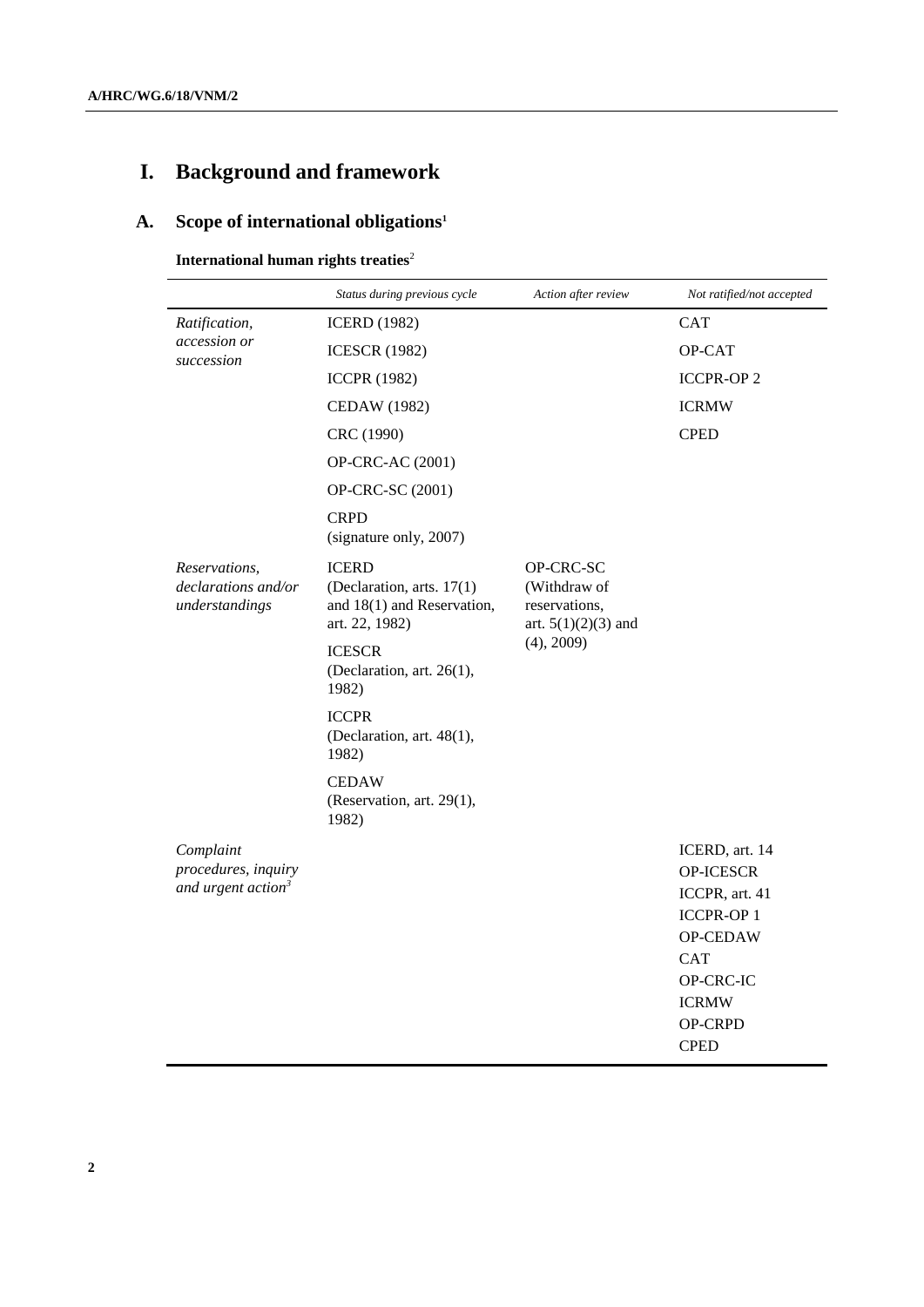# I. Background and framework

## A. Scope of international obligations[1]

**International human rights treaties**[2]

| | *Status during previous cycle* | *Action after review* | *Not ratified/not accepted* |
|---|---|---|---|
| *Ratification, accession or succession* | ICERD (1982) | | CAT |
| | ICESCR (1982) | | OP-CAT |
| | ICCPR (1982) | | ICCPR-OP 2 |
| | CEDAW (1982) | | ICRMW |
| | CRC (1990) | | CPED |
| | OP-CRC-AC (2001) | | |
| | OP-CRC-SC (2001) | | |
| | CRPD (signature only, 2007) | | |
| *Reservations, declarations and/or understandings* | ICERD (Declaration, arts. 17(1) and 18(1) and Reservation, art. 22, 1982) | OP-CRC-SC (Withdraw of reservations, art. 5(1)(2)(3) and (4), 2009) | |
| | ICESCR (Declaration, art. 26(1), 1982) | | |
| | ICCPR (Declaration, art. 48(1), 1982) | | |
| | CEDAW (Reservation, art. 29(1), 1982) | | |
| *Complaint procedures, inquiry and urgent action*[3] | | | ICERD, art. 14 |
| | | | OP-ICESCR |
| | | | ICCPR, art. 41 |
| | | | ICCPR-OP 1 |
| | | | OP-CEDAW |
| | | | CAT |
| | | | OP-CRC-IC |
| | | | ICRMW |
| | | | OP-CRPD |
| | | | CPED |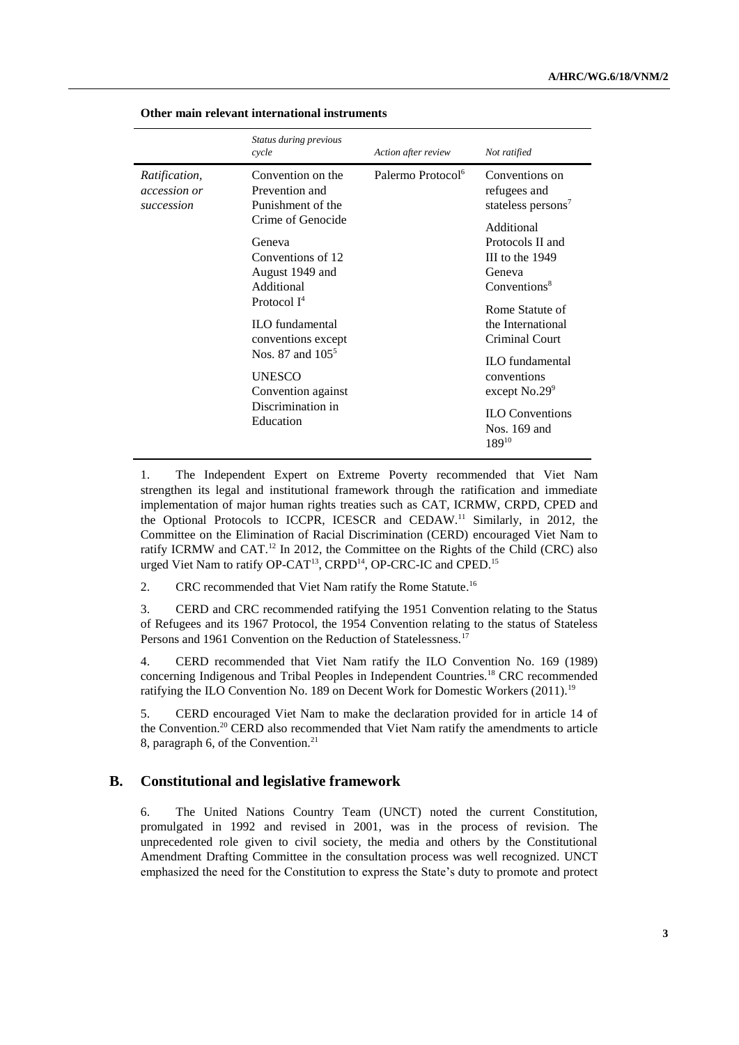**Other main relevant international instruments**

| | *Status during previous cycle* | *Action after review* | *Not ratified* |
|---|---|---|---|
| *Ratification, accession or succession* | Convention on the Prevention and Punishment of the Crime of Genocide<br><br>Geneva Conventions of 12 August 1949 and Additional Protocol I[4]<br><br>ILO fundamental conventions except Nos. 87 and 105[5]<br><br>UNESCO Convention against Discrimination in Education | Palermo Protocol[6] | Conventions on refugees and stateless persons[7]<br><br>Additional Protocols II and III to the 1949 Geneva Conventions[8]<br><br>Rome Statute of the International Criminal Court<br><br>ILO fundamental conventions except No.29[9]<br><br>ILO Conventions Nos. 169 and 189[10] |

1. The Independent Expert on Extreme Poverty recommended that Viet Nam strengthen its legal and institutional framework through the ratification and immediate implementation of major human rights treaties such as CAT, ICRMW, CRPD, CPED and the Optional Protocols to ICCPR, ICESCR and CEDAW.[11] Similarly, in 2012, the Committee on the Elimination of Racial Discrimination (CERD) encouraged Viet Nam to ratify ICRMW and CAT.[12] In 2012, the Committee on the Rights of the Child (CRC) also urged Viet Nam to ratify OP-CAT[13], CRPD[14], OP-CRC-IC and CPED.[15]

2. CRC recommended that Viet Nam ratify the Rome Statute.[16]

3. CERD and CRC recommended ratifying the 1951 Convention relating to the Status of Refugees and its 1967 Protocol, the 1954 Convention relating to the status of Stateless Persons and 1961 Convention on the Reduction of Statelessness.[17]

4. CERD recommended that Viet Nam ratify the ILO Convention No. 169 (1989) concerning Indigenous and Tribal Peoples in Independent Countries.[18] CRC recommended ratifying the ILO Convention No. 189 on Decent Work for Domestic Workers (2011).[19]

5. CERD encouraged Viet Nam to make the declaration provided for in article 14 of the Convention.[20] CERD also recommended that Viet Nam ratify the amendments to article 8, paragraph 6, of the Convention.[21]

## B. Constitutional and legislative framework

6. The United Nations Country Team (UNCT) noted the current Constitution, promulgated in 1992 and revised in 2001, was in the process of revision. The unprecedented role given to civil society, the media and others by the Constitutional Amendment Drafting Committee in the consultation process was well recognized. UNCT emphasized the need for the Constitution to express the State's duty to promote and protect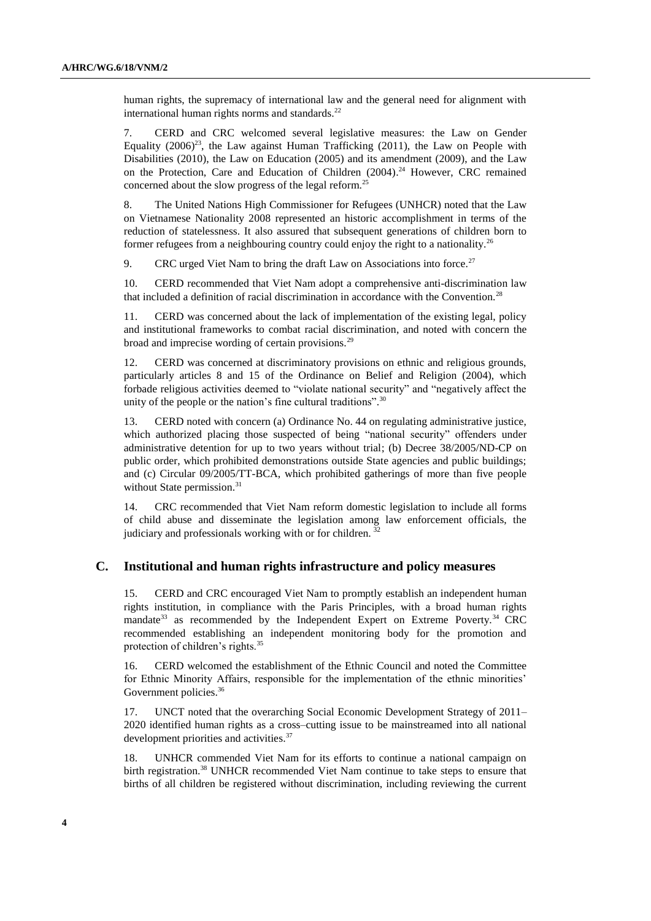human rights, the supremacy of international law and the general need for alignment with international human rights norms and standards.[22]

7. CERD and CRC welcomed several legislative measures: the Law on Gender Equality (2006)[23], the Law against Human Trafficking (2011), the Law on People with Disabilities (2010), the Law on Education (2005) and its amendment (2009), and the Law on the Protection, Care and Education of Children (2004).[24] However, CRC remained concerned about the slow progress of the legal reform.[25]

8. The United Nations High Commissioner for Refugees (UNHCR) noted that the Law on Vietnamese Nationality 2008 represented an historic accomplishment in terms of the reduction of statelessness. It also assured that subsequent generations of children born to former refugees from a neighbouring country could enjoy the right to a nationality.[26]

9. CRC urged Viet Nam to bring the draft Law on Associations into force.[27]

10. CERD recommended that Viet Nam adopt a comprehensive anti-discrimination law that included a definition of racial discrimination in accordance with the Convention.[28]

11. CERD was concerned about the lack of implementation of the existing legal, policy and institutional frameworks to combat racial discrimination, and noted with concern the broad and imprecise wording of certain provisions.[29]

12. CERD was concerned at discriminatory provisions on ethnic and religious grounds, particularly articles 8 and 15 of the Ordinance on Belief and Religion (2004), which forbade religious activities deemed to "violate national security" and "negatively affect the unity of the people or the nation's fine cultural traditions".[30]

13. CERD noted with concern (a) Ordinance No. 44 on regulating administrative justice, which authorized placing those suspected of being "national security" offenders under administrative detention for up to two years without trial; (b) Decree 38/2005/ND-CP on public order, which prohibited demonstrations outside State agencies and public buildings; and (c) Circular 09/2005/TT-BCA, which prohibited gatherings of more than five people without State permission.[31]

14. CRC recommended that Viet Nam reform domestic legislation to include all forms of child abuse and disseminate the legislation among law enforcement officials, the judiciary and professionals working with or for children.[32]

## C. Institutional and human rights infrastructure and policy measures

15. CERD and CRC encouraged Viet Nam to promptly establish an independent human rights institution, in compliance with the Paris Principles, with a broad human rights mandate[33] as recommended by the Independent Expert on Extreme Poverty.[34] CRC recommended establishing an independent monitoring body for the promotion and protection of children's rights.[35]

16. CERD welcomed the establishment of the Ethnic Council and noted the Committee for Ethnic Minority Affairs, responsible for the implementation of the ethnic minorities' Government policies.[36]

17. UNCT noted that the overarching Social Economic Development Strategy of 2011–2020 identified human rights as a cross–cutting issue to be mainstreamed into all national development priorities and activities.[37]

18. UNHCR commended Viet Nam for its efforts to continue a national campaign on birth registration.[38] UNHCR recommended Viet Nam continue to take steps to ensure that births of all children be registered without discrimination, including reviewing the current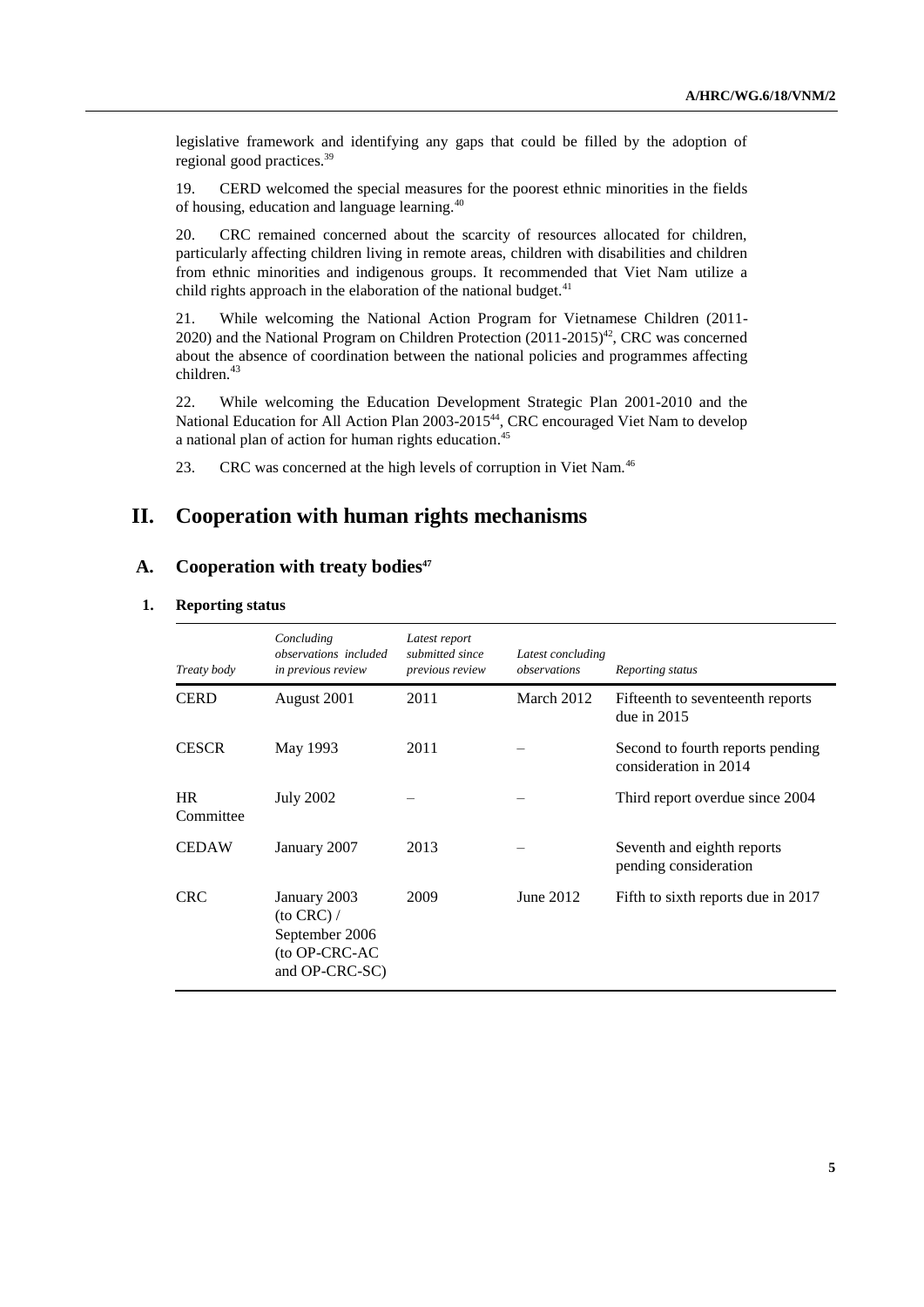legislative framework and identifying any gaps that could be filled by the adoption of regional good practices.[39]

19. CERD welcomed the special measures for the poorest ethnic minorities in the fields of housing, education and language learning.[40]

20. CRC remained concerned about the scarcity of resources allocated for children, particularly affecting children living in remote areas, children with disabilities and children from ethnic minorities and indigenous groups. It recommended that Viet Nam utilize a child rights approach in the elaboration of the national budget.[41]

21. While welcoming the National Action Program for Vietnamese Children (2011-2020) and the National Program on Children Protection (2011-2015)[42], CRC was concerned about the absence of coordination between the national policies and programmes affecting children.[43]

22. While welcoming the Education Development Strategic Plan 2001-2010 and the National Education for All Action Plan 2003-2015[44], CRC encouraged Viet Nam to develop a national plan of action for human rights education.[45]

23. CRC was concerned at the high levels of corruption in Viet Nam.[46]

# II. Cooperation with human rights mechanisms

## A. Cooperation with treaty bodies[47]

### 1. Reporting status

| *Treaty body* | *Concluding observations included in previous review* | *Latest report submitted since previous review* | *Latest concluding observations* | *Reporting status* |
|---|---|---|---|---|
| CERD | August 2001 | 2011 | March 2012 | Fifteenth to seventeenth reports due in 2015 |
| CESCR | May 1993 | 2011 | – | Second to fourth reports pending consideration in 2014 |
| HR Committee | July 2002 | – | – | Third report overdue since 2004 |
| CEDAW | January 2007 | 2013 | – | Seventh and eighth reports pending consideration |
| CRC | January 2003 (to CRC) / September 2006 (to OP-CRC-AC and OP-CRC-SC) | 2009 | June 2012 | Fifth to sixth reports due in 2017 |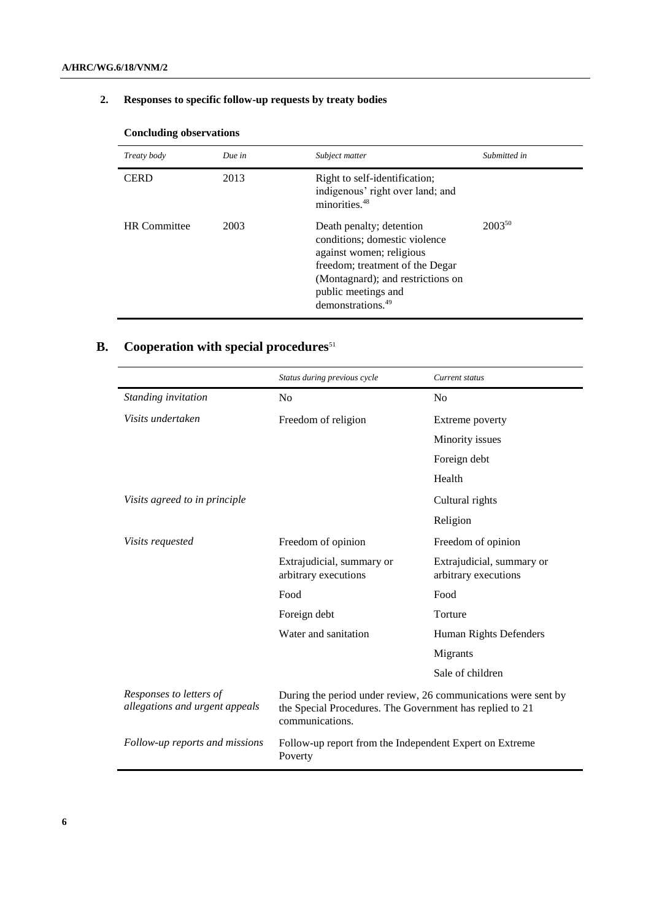## 2. Responses to specific follow-up requests by treaty bodies

**Concluding observations**

| *Treaty body* | *Due in* | *Subject matter* | *Submitted in* |
|---|---|---|---|
| CERD | 2013 | Right to self-identification; indigenous' right over land; and minorities.[48] | |
| HR Committee | 2003 | Death penalty; detention conditions; domestic violence against women; religious freedom; treatment of the Degar (Montagnard); and restrictions on public meetings and demonstrations.[49] | 2003[50] |

# B. Cooperation with special procedures[51]

| | *Status during previous cycle* | *Current status* |
|---|---|---|
| *Standing invitation* | No | No |
| *Visits undertaken* | Freedom of religion | Extreme poverty |
| | | Minority issues |
| | | Foreign debt |
| | | Health |
| *Visits agreed to in principle* | | Cultural rights |
| | | Religion |
| *Visits requested* | Freedom of opinion | Freedom of opinion |
| | Extrajudicial, summary or arbitrary executions | Extrajudicial, summary or arbitrary executions |
| | Food | Food |
| | Foreign debt | Torture |
| | Water and sanitation | Human Rights Defenders |
| | | Migrants |
| | | Sale of children |
| *Responses to letters of allegations and urgent appeals* | During the period under review, 26 communications were sent by the Special Procedures. The Government has replied to 21 communications. | |
| *Follow-up reports and missions* | Follow-up report from the Independent Expert on Extreme Poverty | |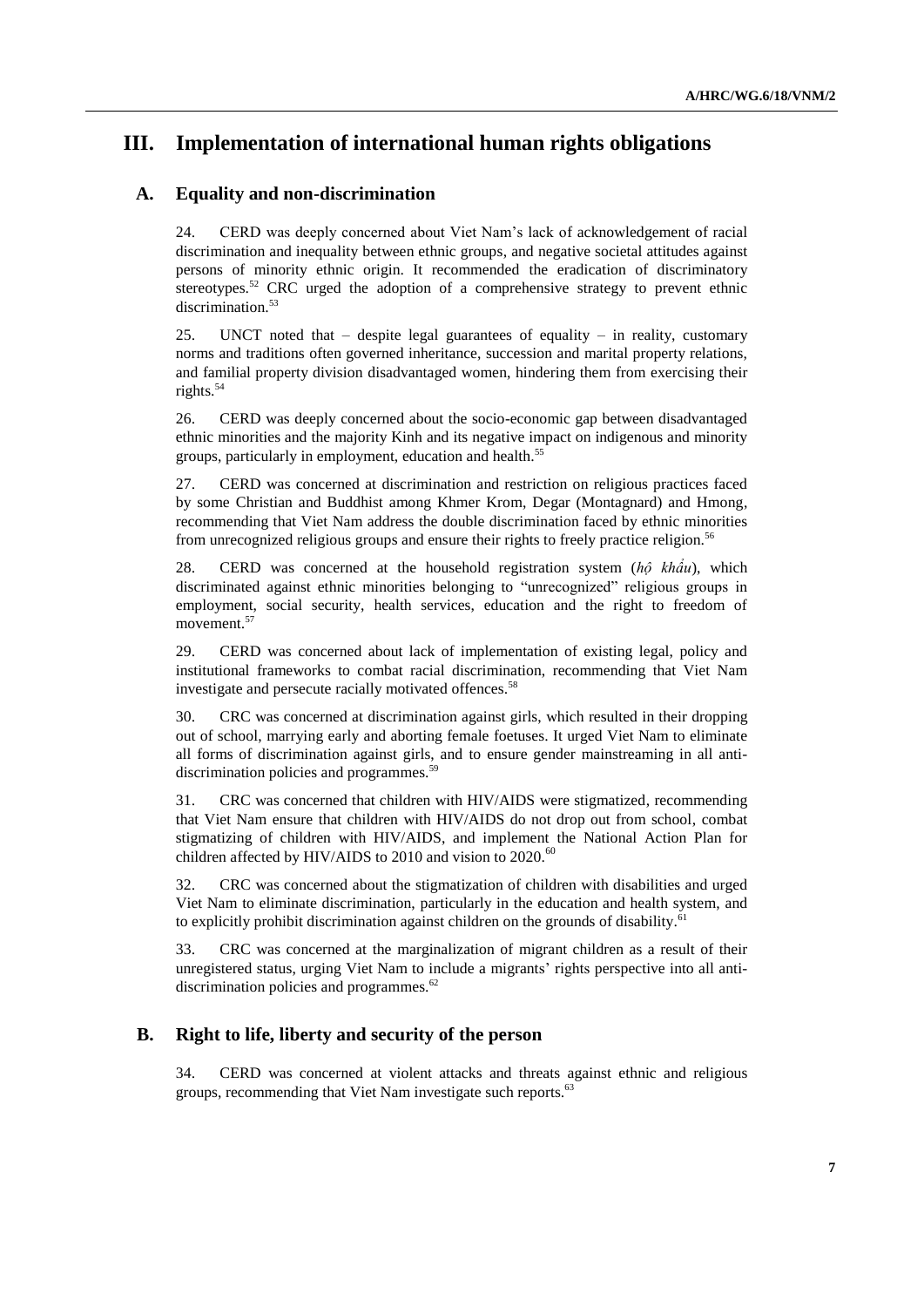# III. Implementation of international human rights obligations

## A. Equality and non-discrimination

24. CERD was deeply concerned about Viet Nam's lack of acknowledgement of racial discrimination and inequality between ethnic groups, and negative societal attitudes against persons of minority ethnic origin. It recommended the eradication of discriminatory stereotypes.[52] CRC urged the adoption of a comprehensive strategy to prevent ethnic discrimination.[53]

25. UNCT noted that – despite legal guarantees of equality – in reality, customary norms and traditions often governed inheritance, succession and marital property relations, and familial property division disadvantaged women, hindering them from exercising their rights.[54]

26. CERD was deeply concerned about the socio-economic gap between disadvantaged ethnic minorities and the majority Kinh and its negative impact on indigenous and minority groups, particularly in employment, education and health.[55]

27. CERD was concerned at discrimination and restriction on religious practices faced by some Christian and Buddhist among Khmer Krom, Degar (Montagnard) and Hmong, recommending that Viet Nam address the double discrimination faced by ethnic minorities from unrecognized religious groups and ensure their rights to freely practice religion.[56]

28. CERD was concerned at the household registration system (*hộ khẩu*), which discriminated against ethnic minorities belonging to "unrecognized" religious groups in employment, social security, health services, education and the right to freedom of movement.[57]

29. CERD was concerned about lack of implementation of existing legal, policy and institutional frameworks to combat racial discrimination, recommending that Viet Nam investigate and persecute racially motivated offences.[58]

30. CRC was concerned at discrimination against girls, which resulted in their dropping out of school, marrying early and aborting female foetuses. It urged Viet Nam to eliminate all forms of discrimination against girls, and to ensure gender mainstreaming in all anti-discrimination policies and programmes.[59]

31. CRC was concerned that children with HIV/AIDS were stigmatized, recommending that Viet Nam ensure that children with HIV/AIDS do not drop out from school, combat stigmatizing of children with HIV/AIDS, and implement the National Action Plan for children affected by HIV/AIDS to 2010 and vision to 2020.[60]

32. CRC was concerned about the stigmatization of children with disabilities and urged Viet Nam to eliminate discrimination, particularly in the education and health system, and to explicitly prohibit discrimination against children on the grounds of disability.[61]

33. CRC was concerned at the marginalization of migrant children as a result of their unregistered status, urging Viet Nam to include a migrants' rights perspective into all anti-discrimination policies and programmes.[62]

## B. Right to life, liberty and security of the person

34. CERD was concerned at violent attacks and threats against ethnic and religious groups, recommending that Viet Nam investigate such reports.[63]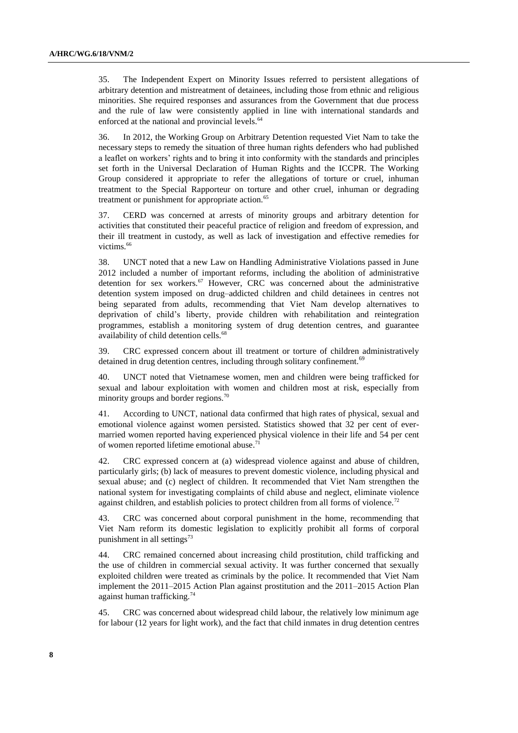35. The Independent Expert on Minority Issues referred to persistent allegations of arbitrary detention and mistreatment of detainees, including those from ethnic and religious minorities. She required responses and assurances from the Government that due process and the rule of law were consistently applied in line with international standards and enforced at the national and provincial levels.[64]

36. In 2012, the Working Group on Arbitrary Detention requested Viet Nam to take the necessary steps to remedy the situation of three human rights defenders who had published a leaflet on workers' rights and to bring it into conformity with the standards and principles set forth in the Universal Declaration of Human Rights and the ICCPR. The Working Group considered it appropriate to refer the allegations of torture or cruel, inhuman treatment to the Special Rapporteur on torture and other cruel, inhuman or degrading treatment or punishment for appropriate action.[65]

37. CERD was concerned at arrests of minority groups and arbitrary detention for activities that constituted their peaceful practice of religion and freedom of expression, and their ill treatment in custody, as well as lack of investigation and effective remedies for victims.[66]

38. UNCT noted that a new Law on Handling Administrative Violations passed in June 2012 included a number of important reforms, including the abolition of administrative detention for sex workers.[67] However, CRC was concerned about the administrative detention system imposed on drug–addicted children and child detainees in centres not being separated from adults, recommending that Viet Nam develop alternatives to deprivation of child's liberty, provide children with rehabilitation and reintegration programmes, establish a monitoring system of drug detention centres, and guarantee availability of child detention cells.[68]

39. CRC expressed concern about ill treatment or torture of children administratively detained in drug detention centres, including through solitary confinement.[69]

40. UNCT noted that Vietnamese women, men and children were being trafficked for sexual and labour exploitation with women and children most at risk, especially from minority groups and border regions.[70]

41. According to UNCT, national data confirmed that high rates of physical, sexual and emotional violence against women persisted. Statistics showed that 32 per cent of ever-married women reported having experienced physical violence in their life and 54 per cent of women reported lifetime emotional abuse.[71]

42. CRC expressed concern at (a) widespread violence against and abuse of children, particularly girls; (b) lack of measures to prevent domestic violence, including physical and sexual abuse; and (c) neglect of children. It recommended that Viet Nam strengthen the national system for investigating complaints of child abuse and neglect, eliminate violence against children, and establish policies to protect children from all forms of violence.[72]

43. CRC was concerned about corporal punishment in the home, recommending that Viet Nam reform its domestic legislation to explicitly prohibit all forms of corporal punishment in all settings[73]

44. CRC remained concerned about increasing child prostitution, child trafficking and the use of children in commercial sexual activity. It was further concerned that sexually exploited children were treated as criminals by the police. It recommended that Viet Nam implement the 2011–2015 Action Plan against prostitution and the 2011–2015 Action Plan against human trafficking.[74]

45. CRC was concerned about widespread child labour, the relatively low minimum age for labour (12 years for light work), and the fact that child inmates in drug detention centres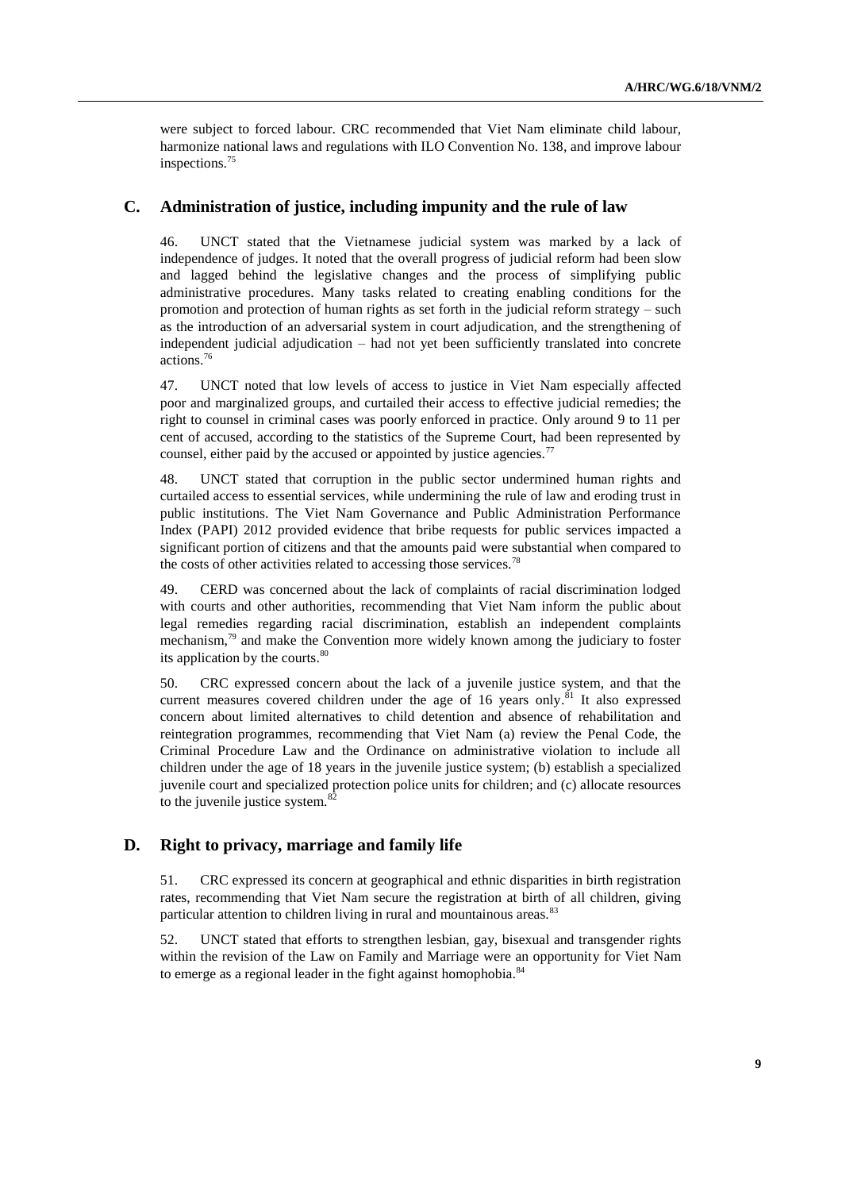were subject to forced labour. CRC recommended that Viet Nam eliminate child labour, harmonize national laws and regulations with ILO Convention No. 138, and improve labour inspections.[75]

## C. Administration of justice, including impunity and the rule of law

46. UNCT stated that the Vietnamese judicial system was marked by a lack of independence of judges. It noted that the overall progress of judicial reform had been slow and lagged behind the legislative changes and the process of simplifying public administrative procedures. Many tasks related to creating enabling conditions for the promotion and protection of human rights as set forth in the judicial reform strategy – such as the introduction of an adversarial system in court adjudication, and the strengthening of independent judicial adjudication – had not yet been sufficiently translated into concrete actions.[76]

47. UNCT noted that low levels of access to justice in Viet Nam especially affected poor and marginalized groups, and curtailed their access to effective judicial remedies; the right to counsel in criminal cases was poorly enforced in practice. Only around 9 to 11 per cent of accused, according to the statistics of the Supreme Court, had been represented by counsel, either paid by the accused or appointed by justice agencies.[77]

48. UNCT stated that corruption in the public sector undermined human rights and curtailed access to essential services, while undermining the rule of law and eroding trust in public institutions. The Viet Nam Governance and Public Administration Performance Index (PAPI) 2012 provided evidence that bribe requests for public services impacted a significant portion of citizens and that the amounts paid were substantial when compared to the costs of other activities related to accessing those services.[78]

49. CERD was concerned about the lack of complaints of racial discrimination lodged with courts and other authorities, recommending that Viet Nam inform the public about legal remedies regarding racial discrimination, establish an independent complaints mechanism,[79] and make the Convention more widely known among the judiciary to foster its application by the courts.[80]

50. CRC expressed concern about the lack of a juvenile justice system, and that the current measures covered children under the age of 16 years only.[81] It also expressed concern about limited alternatives to child detention and absence of rehabilitation and reintegration programmes, recommending that Viet Nam (a) review the Penal Code, the Criminal Procedure Law and the Ordinance on administrative violation to include all children under the age of 18 years in the juvenile justice system; (b) establish a specialized juvenile court and specialized protection police units for children; and (c) allocate resources to the juvenile justice system.[82]

## D. Right to privacy, marriage and family life

51. CRC expressed its concern at geographical and ethnic disparities in birth registration rates, recommending that Viet Nam secure the registration at birth of all children, giving particular attention to children living in rural and mountainous areas.[83]

52. UNCT stated that efforts to strengthen lesbian, gay, bisexual and transgender rights within the revision of the Law on Family and Marriage were an opportunity for Viet Nam to emerge as a regional leader in the fight against homophobia.[84]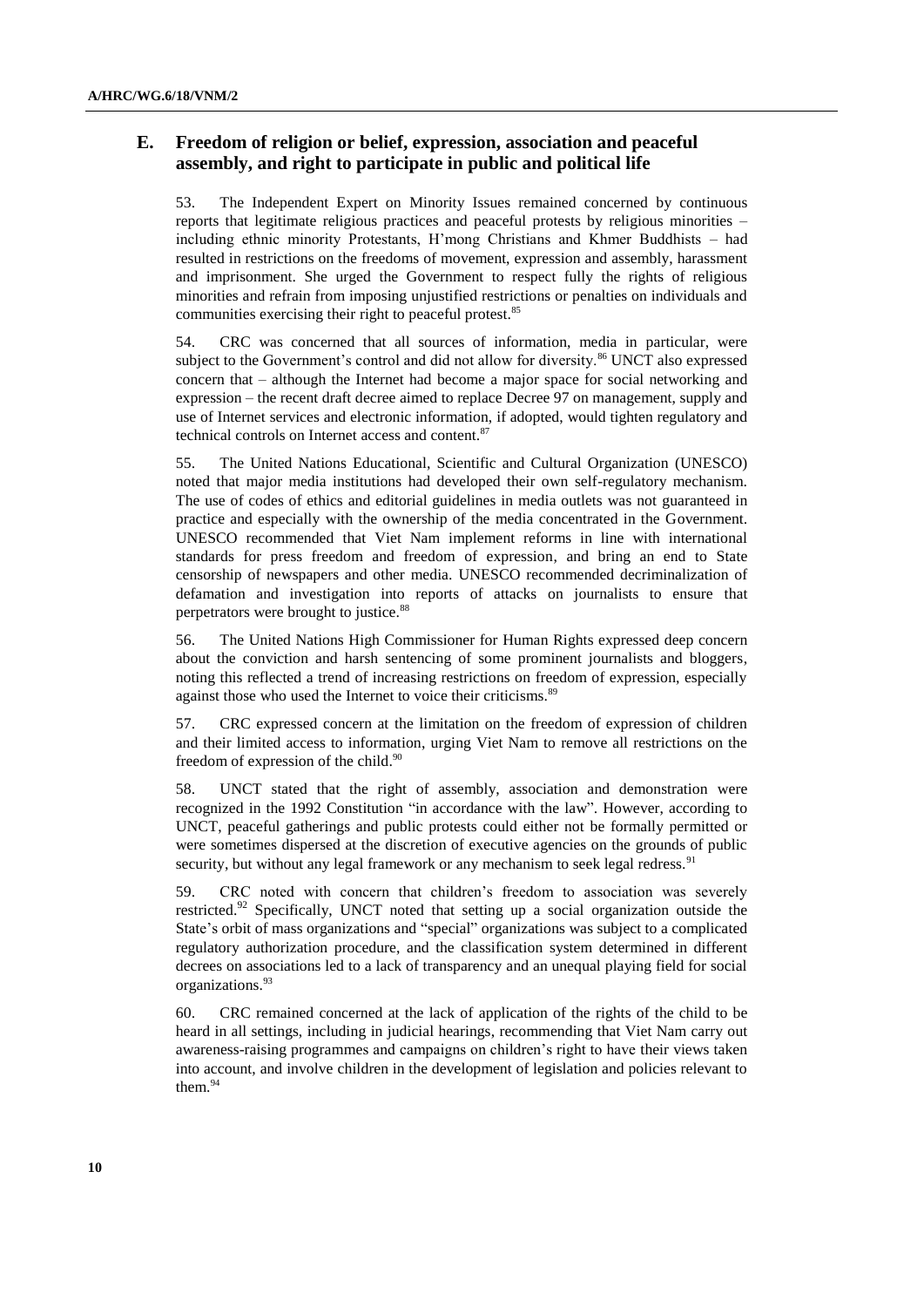## E. Freedom of religion or belief, expression, association and peaceful assembly, and right to participate in public and political life

53. The Independent Expert on Minority Issues remained concerned by continuous reports that legitimate religious practices and peaceful protests by religious minorities – including ethnic minority Protestants, H'mong Christians and Khmer Buddhists – had resulted in restrictions on the freedoms of movement, expression and assembly, harassment and imprisonment. She urged the Government to respect fully the rights of religious minorities and refrain from imposing unjustified restrictions or penalties on individuals and communities exercising their right to peaceful protest.[85]

54. CRC was concerned that all sources of information, media in particular, were subject to the Government's control and did not allow for diversity.[86] UNCT also expressed concern that – although the Internet had become a major space for social networking and expression – the recent draft decree aimed to replace Decree 97 on management, supply and use of Internet services and electronic information, if adopted, would tighten regulatory and technical controls on Internet access and content.[87]

55. The United Nations Educational, Scientific and Cultural Organization (UNESCO) noted that major media institutions had developed their own self-regulatory mechanism. The use of codes of ethics and editorial guidelines in media outlets was not guaranteed in practice and especially with the ownership of the media concentrated in the Government. UNESCO recommended that Viet Nam implement reforms in line with international standards for press freedom and freedom of expression, and bring an end to State censorship of newspapers and other media. UNESCO recommended decriminalization of defamation and investigation into reports of attacks on journalists to ensure that perpetrators were brought to justice.[88]

56. The United Nations High Commissioner for Human Rights expressed deep concern about the conviction and harsh sentencing of some prominent journalists and bloggers, noting this reflected a trend of increasing restrictions on freedom of expression, especially against those who used the Internet to voice their criticisms.[89]

57. CRC expressed concern at the limitation on the freedom of expression of children and their limited access to information, urging Viet Nam to remove all restrictions on the freedom of expression of the child.[90]

58. UNCT stated that the right of assembly, association and demonstration were recognized in the 1992 Constitution "in accordance with the law". However, according to UNCT, peaceful gatherings and public protests could either not be formally permitted or were sometimes dispersed at the discretion of executive agencies on the grounds of public security, but without any legal framework or any mechanism to seek legal redress.[91]

59. CRC noted with concern that children's freedom to association was severely restricted.[92] Specifically, UNCT noted that setting up a social organization outside the State's orbit of mass organizations and "special" organizations was subject to a complicated regulatory authorization procedure, and the classification system determined in different decrees on associations led to a lack of transparency and an unequal playing field for social organizations.[93]

60. CRC remained concerned at the lack of application of the rights of the child to be heard in all settings, including in judicial hearings, recommending that Viet Nam carry out awareness-raising programmes and campaigns on children's right to have their views taken into account, and involve children in the development of legislation and policies relevant to them.[94]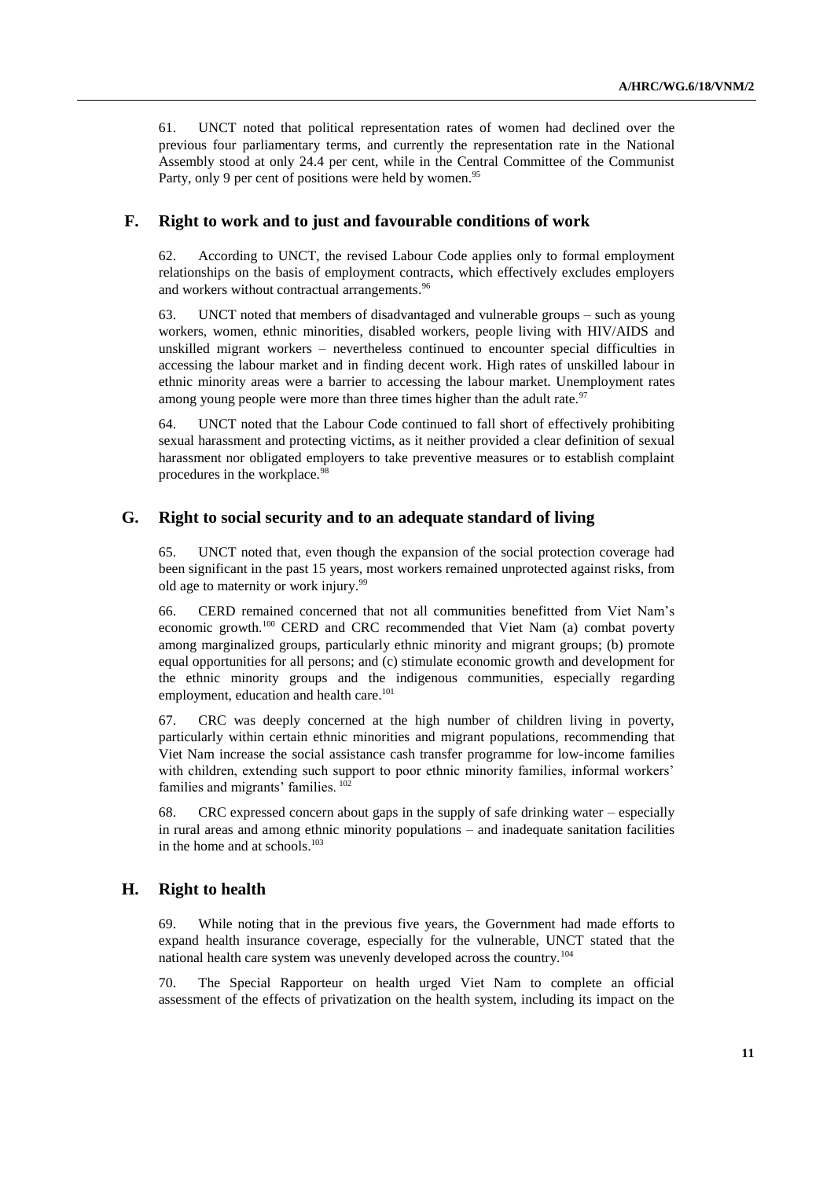61. UNCT noted that political representation rates of women had declined over the previous four parliamentary terms, and currently the representation rate in the National Assembly stood at only 24.4 per cent, while in the Central Committee of the Communist Party, only 9 per cent of positions were held by women.[95]

## F. Right to work and to just and favourable conditions of work

62. According to UNCT, the revised Labour Code applies only to formal employment relationships on the basis of employment contracts, which effectively excludes employers and workers without contractual arrangements.[96]

63. UNCT noted that members of disadvantaged and vulnerable groups – such as young workers, women, ethnic minorities, disabled workers, people living with HIV/AIDS and unskilled migrant workers – nevertheless continued to encounter special difficulties in accessing the labour market and in finding decent work. High rates of unskilled labour in ethnic minority areas were a barrier to accessing the labour market. Unemployment rates among young people were more than three times higher than the adult rate.[97]

64. UNCT noted that the Labour Code continued to fall short of effectively prohibiting sexual harassment and protecting victims, as it neither provided a clear definition of sexual harassment nor obligated employers to take preventive measures or to establish complaint procedures in the workplace.[98]

## G. Right to social security and to an adequate standard of living

65. UNCT noted that, even though the expansion of the social protection coverage had been significant in the past 15 years, most workers remained unprotected against risks, from old age to maternity or work injury.[99]

66. CERD remained concerned that not all communities benefitted from Viet Nam's economic growth.[100] CERD and CRC recommended that Viet Nam (a) combat poverty among marginalized groups, particularly ethnic minority and migrant groups; (b) promote equal opportunities for all persons; and (c) stimulate economic growth and development for the ethnic minority groups and the indigenous communities, especially regarding employment, education and health care.[101]

67. CRC was deeply concerned at the high number of children living in poverty, particularly within certain ethnic minorities and migrant populations, recommending that Viet Nam increase the social assistance cash transfer programme for low-income families with children, extending such support to poor ethnic minority families, informal workers' families and migrants' families.[102]

68. CRC expressed concern about gaps in the supply of safe drinking water – especially in rural areas and among ethnic minority populations – and inadequate sanitation facilities in the home and at schools.[103]

## H. Right to health

69. While noting that in the previous five years, the Government had made efforts to expand health insurance coverage, especially for the vulnerable, UNCT stated that the national health care system was unevenly developed across the country.[104]

70. The Special Rapporteur on health urged Viet Nam to complete an official assessment of the effects of privatization on the health system, including its impact on the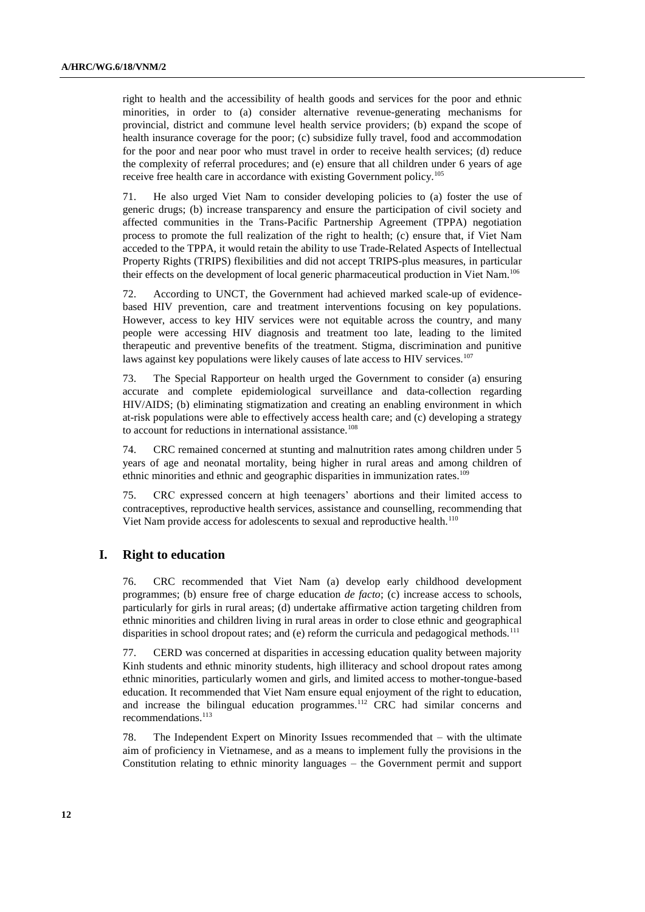right to health and the accessibility of health goods and services for the poor and ethnic minorities, in order to (a) consider alternative revenue-generating mechanisms for provincial, district and commune level health service providers; (b) expand the scope of health insurance coverage for the poor; (c) subsidize fully travel, food and accommodation for the poor and near poor who must travel in order to receive health services; (d) reduce the complexity of referral procedures; and (e) ensure that all children under 6 years of age receive free health care in accordance with existing Government policy.[105]

71. He also urged Viet Nam to consider developing policies to (a) foster the use of generic drugs; (b) increase transparency and ensure the participation of civil society and affected communities in the Trans-Pacific Partnership Agreement (TPPA) negotiation process to promote the full realization of the right to health; (c) ensure that, if Viet Nam acceded to the TPPA, it would retain the ability to use Trade-Related Aspects of Intellectual Property Rights (TRIPS) flexibilities and did not accept TRIPS-plus measures, in particular their effects on the development of local generic pharmaceutical production in Viet Nam.[106]

72. According to UNCT, the Government had achieved marked scale-up of evidence-based HIV prevention, care and treatment interventions focusing on key populations. However, access to key HIV services were not equitable across the country, and many people were accessing HIV diagnosis and treatment too late, leading to the limited therapeutic and preventive benefits of the treatment. Stigma, discrimination and punitive laws against key populations were likely causes of late access to HIV services.[107]

73. The Special Rapporteur on health urged the Government to consider (a) ensuring accurate and complete epidemiological surveillance and data-collection regarding HIV/AIDS; (b) eliminating stigmatization and creating an enabling environment in which at-risk populations were able to effectively access health care; and (c) developing a strategy to account for reductions in international assistance.[108]

74. CRC remained concerned at stunting and malnutrition rates among children under 5 years of age and neonatal mortality, being higher in rural areas and among children of ethnic minorities and ethnic and geographic disparities in immunization rates.[109]

75. CRC expressed concern at high teenagers' abortions and their limited access to contraceptives, reproductive health services, assistance and counselling, recommending that Viet Nam provide access for adolescents to sexual and reproductive health.[110]

## I. Right to education

76. CRC recommended that Viet Nam (a) develop early childhood development programmes; (b) ensure free of charge education *de facto*; (c) increase access to schools, particularly for girls in rural areas; (d) undertake affirmative action targeting children from ethnic minorities and children living in rural areas in order to close ethnic and geographical disparities in school dropout rates; and (e) reform the curricula and pedagogical methods.[111]

77. CERD was concerned at disparities in accessing education quality between majority Kinh students and ethnic minority students, high illiteracy and school dropout rates among ethnic minorities, particularly women and girls, and limited access to mother-tongue-based education. It recommended that Viet Nam ensure equal enjoyment of the right to education, and increase the bilingual education programmes.[112] CRC had similar concerns and recommendations.[113]

78. The Independent Expert on Minority Issues recommended that – with the ultimate aim of proficiency in Vietnamese, and as a means to implement fully the provisions in the Constitution relating to ethnic minority languages – the Government permit and support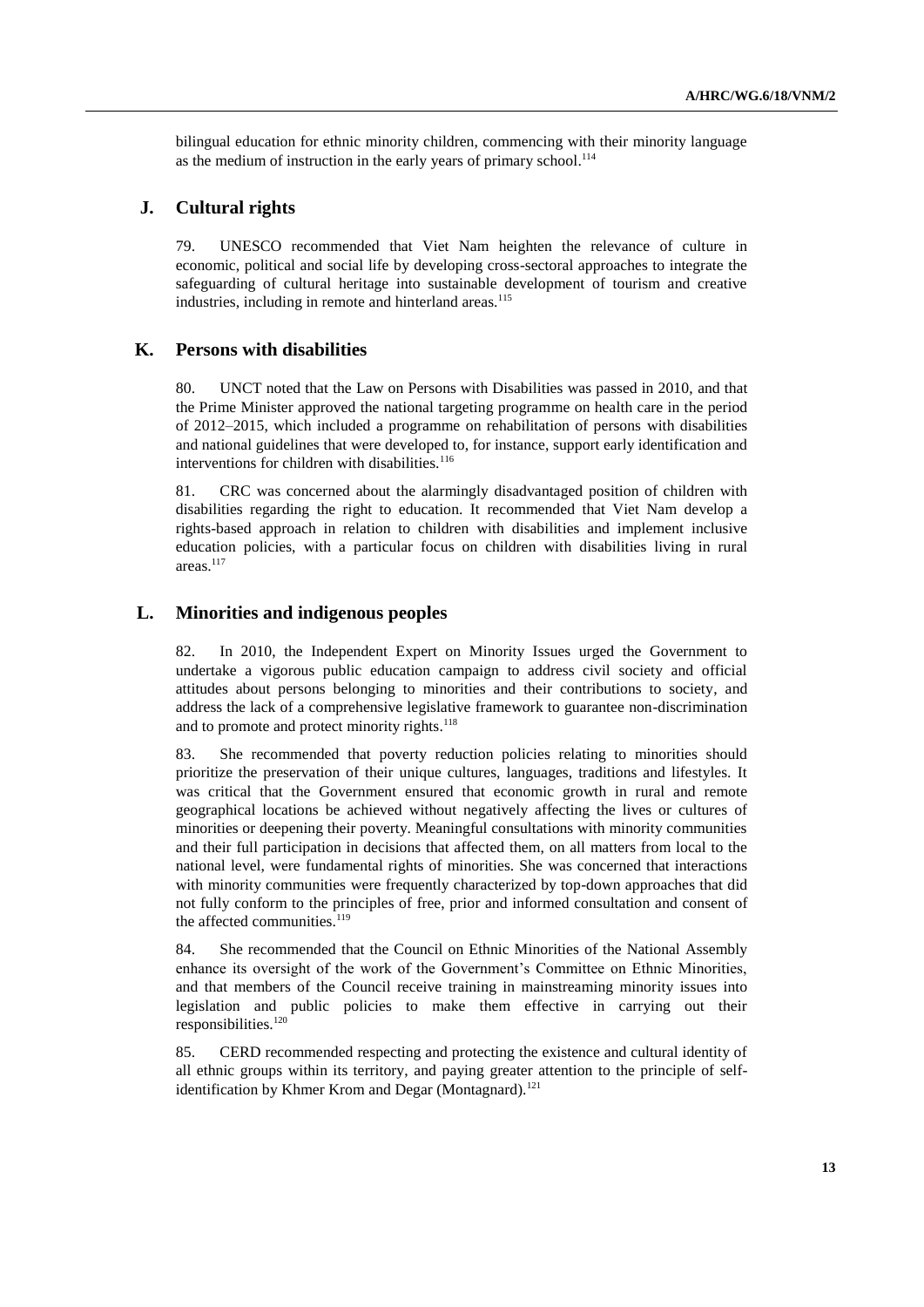bilingual education for ethnic minority children, commencing with their minority language as the medium of instruction in the early years of primary school.[114]

## J. Cultural rights

79. UNESCO recommended that Viet Nam heighten the relevance of culture in economic, political and social life by developing cross-sectoral approaches to integrate the safeguarding of cultural heritage into sustainable development of tourism and creative industries, including in remote and hinterland areas.[115]

## K. Persons with disabilities

80. UNCT noted that the Law on Persons with Disabilities was passed in 2010, and that the Prime Minister approved the national targeting programme on health care in the period of 2012–2015, which included a programme on rehabilitation of persons with disabilities and national guidelines that were developed to, for instance, support early identification and interventions for children with disabilities.[116]

81. CRC was concerned about the alarmingly disadvantaged position of children with disabilities regarding the right to education. It recommended that Viet Nam develop a rights-based approach in relation to children with disabilities and implement inclusive education policies, with a particular focus on children with disabilities living in rural areas.[117]

## L. Minorities and indigenous peoples

82. In 2010, the Independent Expert on Minority Issues urged the Government to undertake a vigorous public education campaign to address civil society and official attitudes about persons belonging to minorities and their contributions to society, and address the lack of a comprehensive legislative framework to guarantee non-discrimination and to promote and protect minority rights.[118]

83. She recommended that poverty reduction policies relating to minorities should prioritize the preservation of their unique cultures, languages, traditions and lifestyles. It was critical that the Government ensured that economic growth in rural and remote geographical locations be achieved without negatively affecting the lives or cultures of minorities or deepening their poverty. Meaningful consultations with minority communities and their full participation in decisions that affected them, on all matters from local to the national level, were fundamental rights of minorities. She was concerned that interactions with minority communities were frequently characterized by top-down approaches that did not fully conform to the principles of free, prior and informed consultation and consent of the affected communities.[119]

84. She recommended that the Council on Ethnic Minorities of the National Assembly enhance its oversight of the work of the Government's Committee on Ethnic Minorities, and that members of the Council receive training in mainstreaming minority issues into legislation and public policies to make them effective in carrying out their responsibilities.[120]

85. CERD recommended respecting and protecting the existence and cultural identity of all ethnic groups within its territory, and paying greater attention to the principle of self-identification by Khmer Krom and Degar (Montagnard).[121]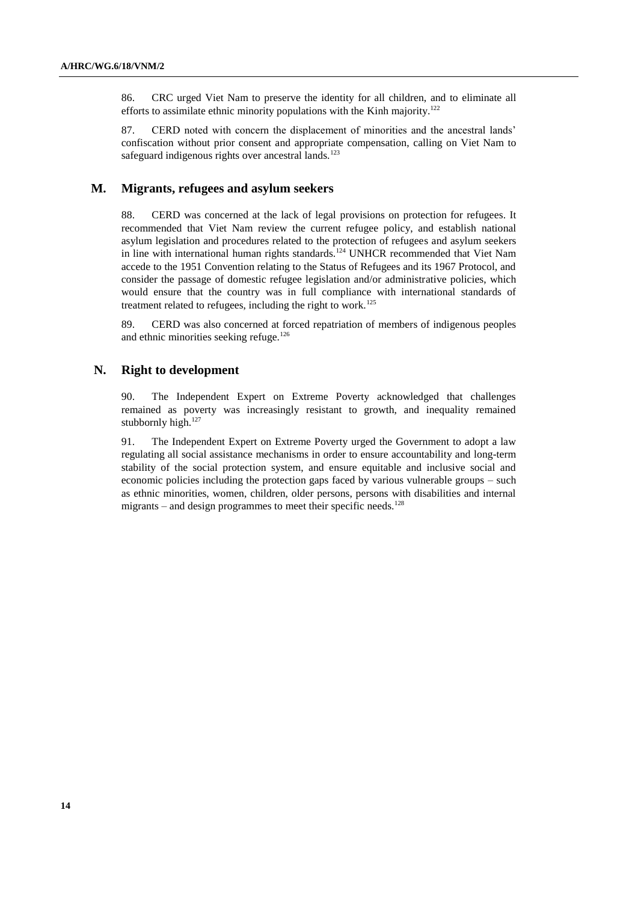86. CRC urged Viet Nam to preserve the identity for all children, and to eliminate all efforts to assimilate ethnic minority populations with the Kinh majority.[122]

87. CERD noted with concern the displacement of minorities and the ancestral lands' confiscation without prior consent and appropriate compensation, calling on Viet Nam to safeguard indigenous rights over ancestral lands.[123]

## M. Migrants, refugees and asylum seekers

88. CERD was concerned at the lack of legal provisions on protection for refugees. It recommended that Viet Nam review the current refugee policy, and establish national asylum legislation and procedures related to the protection of refugees and asylum seekers in line with international human rights standards.[124] UNHCR recommended that Viet Nam accede to the 1951 Convention relating to the Status of Refugees and its 1967 Protocol, and consider the passage of domestic refugee legislation and/or administrative policies, which would ensure that the country was in full compliance with international standards of treatment related to refugees, including the right to work.[125]

89. CERD was also concerned at forced repatriation of members of indigenous peoples and ethnic minorities seeking refuge.[126]

## N. Right to development

90. The Independent Expert on Extreme Poverty acknowledged that challenges remained as poverty was increasingly resistant to growth, and inequality remained stubbornly high.[127]

91. The Independent Expert on Extreme Poverty urged the Government to adopt a law regulating all social assistance mechanisms in order to ensure accountability and long-term stability of the social protection system, and ensure equitable and inclusive social and economic policies including the protection gaps faced by various vulnerable groups – such as ethnic minorities, women, children, older persons, persons with disabilities and internal migrants – and design programmes to meet their specific needs.[128]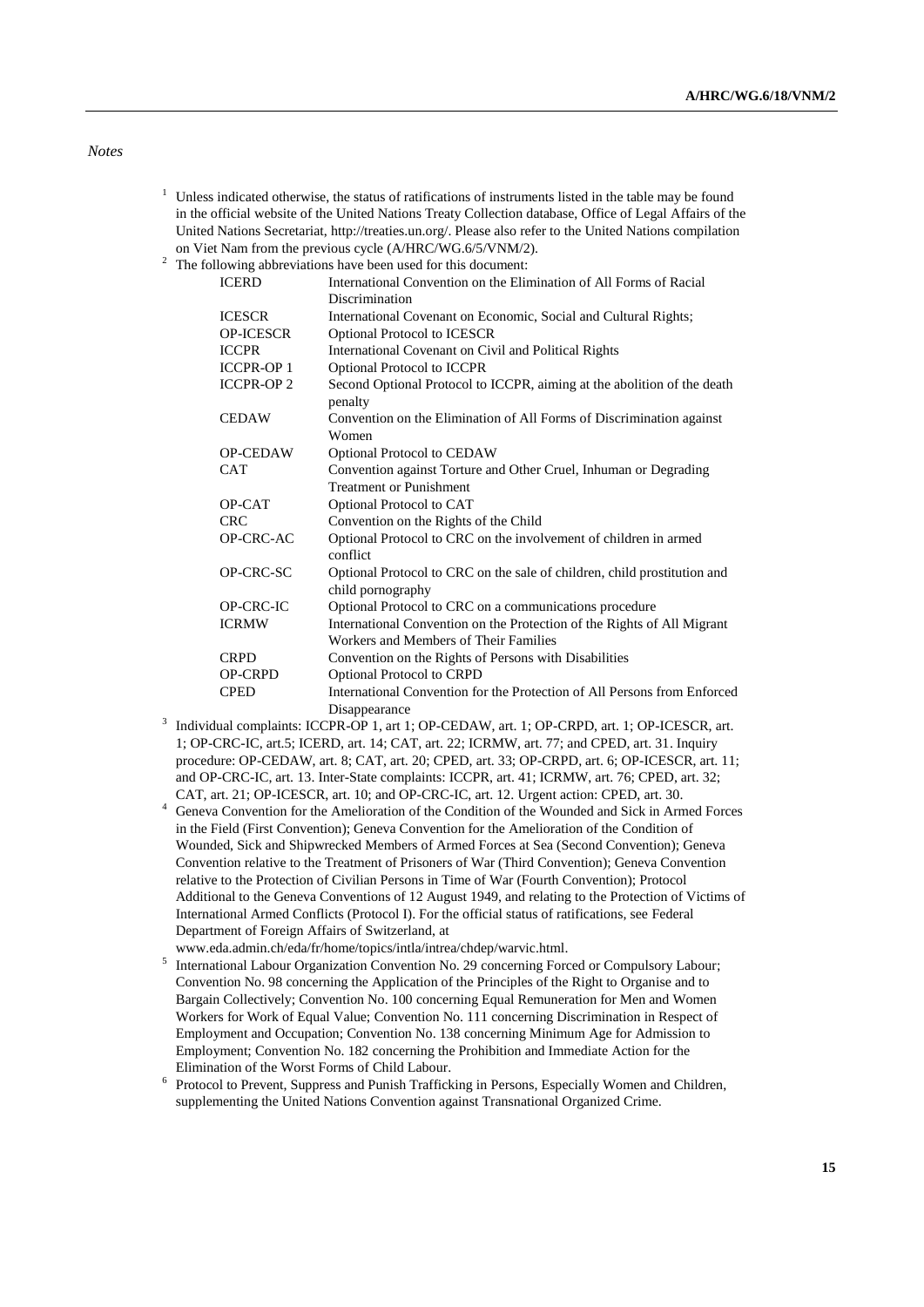*Notes*

1 Unless indicated otherwise, the status of ratifications of instruments listed in the table may be found in the official website of the United Nations Treaty Collection database, Office of Legal Affairs of the United Nations Secretariat, http://treaties.un.org/. Please also refer to the United Nations compilation on Viet Nam from the previous cycle (A/HRC/WG.6/5/VNM/2).

2 The following abbreviations have been used for this document:

| | |
|---|---|
| ICERD | International Convention on the Elimination of All Forms of Racial Discrimination |
| ICESCR | International Covenant on Economic, Social and Cultural Rights; |
| OP-ICESCR | Optional Protocol to ICESCR |
| ICCPR | International Covenant on Civil and Political Rights |
| ICCPR-OP 1 | Optional Protocol to ICCPR |
| ICCPR-OP 2 | Second Optional Protocol to ICCPR, aiming at the abolition of the death penalty |
| CEDAW | Convention on the Elimination of All Forms of Discrimination against Women |
| OP-CEDAW | Optional Protocol to CEDAW |
| CAT | Convention against Torture and Other Cruel, Inhuman or Degrading Treatment or Punishment |
| OP-CAT | Optional Protocol to CAT |
| CRC | Convention on the Rights of the Child |
| OP-CRC-AC | Optional Protocol to CRC on the involvement of children in armed conflict |
| OP-CRC-SC | Optional Protocol to CRC on the sale of children, child prostitution and child pornography |
| OP-CRC-IC | Optional Protocol to CRC on a communications procedure |
| ICRMW | International Convention on the Protection of the Rights of All Migrant Workers and Members of Their Families |
| CRPD | Convention on the Rights of Persons with Disabilities |
| OP-CRPD | Optional Protocol to CRPD |
| CPED | International Convention for the Protection of All Persons from Enforced Disappearance |

3 Individual complaints: ICCPR-OP 1, art 1; OP-CEDAW, art. 1; OP-CRPD, art. 1; OP-ICESCR, art. 1; OP-CRC-IC, art.5; ICERD, art. 14; CAT, art. 22; ICRMW, art. 77; and CPED, art. 31. Inquiry procedure: OP-CEDAW, art. 8; CAT, art. 20; CPED, art. 33; OP-CRPD, art. 6; OP-ICESCR, art. 11; and OP-CRC-IC, art. 13. Inter-State complaints: ICCPR, art. 41; ICRMW, art. 76; CPED, art. 32; CAT, art. 21; OP-ICESCR, art. 10; and OP-CRC-IC, art. 12. Urgent action: CPED, art. 30.

4 Geneva Convention for the Amelioration of the Condition of the Wounded and Sick in Armed Forces in the Field (First Convention); Geneva Convention for the Amelioration of the Condition of Wounded, Sick and Shipwrecked Members of Armed Forces at Sea (Second Convention); Geneva Convention relative to the Treatment of Prisoners of War (Third Convention); Geneva Convention relative to the Protection of Civilian Persons in Time of War (Fourth Convention); Protocol Additional to the Geneva Conventions of 12 August 1949, and relating to the Protection of Victims of International Armed Conflicts (Protocol I). For the official status of ratifications, see Federal Department of Foreign Affairs of Switzerland, at www.eda.admin.ch/eda/fr/home/topics/intla/intrea/chdep/warvic.html.

5 International Labour Organization Convention No. 29 concerning Forced or Compulsory Labour; Convention No. 98 concerning the Application of the Principles of the Right to Organise and to Bargain Collectively; Convention No. 100 concerning Equal Remuneration for Men and Women Workers for Work of Equal Value; Convention No. 111 concerning Discrimination in Respect of Employment and Occupation; Convention No. 138 concerning Minimum Age for Admission to Employment; Convention No. 182 concerning the Prohibition and Immediate Action for the Elimination of the Worst Forms of Child Labour.

6 Protocol to Prevent, Suppress and Punish Trafficking in Persons, Especially Women and Children, supplementing the United Nations Convention against Transnational Organized Crime.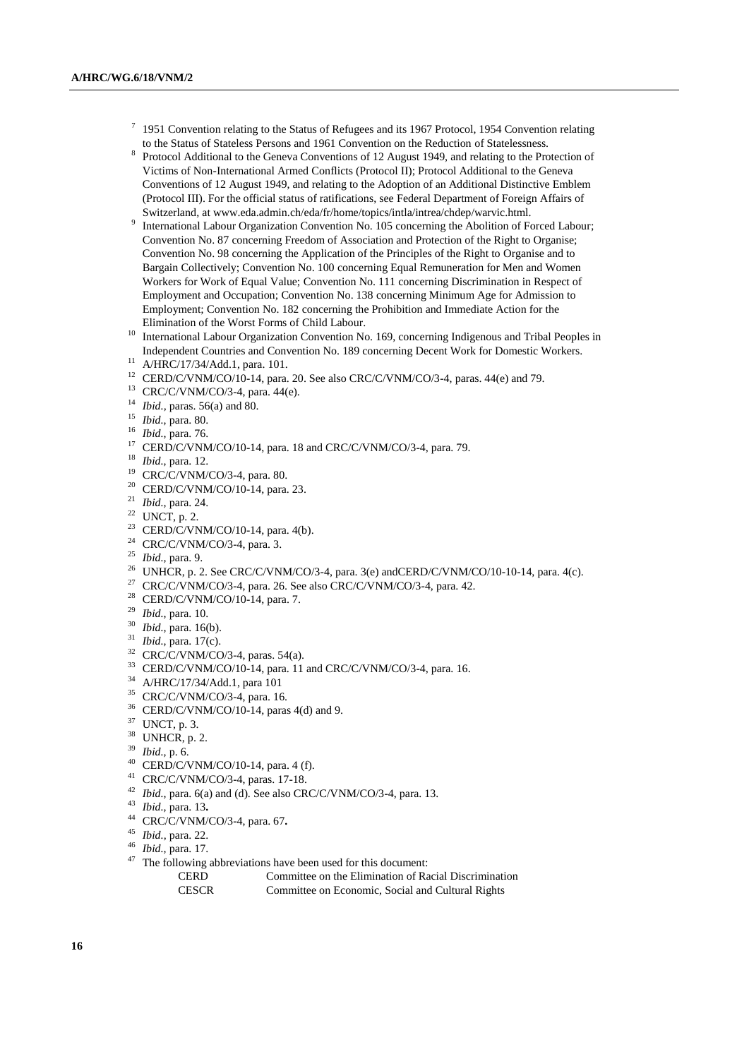[7] 1951 Convention relating to the Status of Refugees and its 1967 Protocol, 1954 Convention relating to the Status of Stateless Persons and 1961 Convention on the Reduction of Statelessness.

[8] Protocol Additional to the Geneva Conventions of 12 August 1949, and relating to the Protection of Victims of Non-International Armed Conflicts (Protocol II); Protocol Additional to the Geneva Conventions of 12 August 1949, and relating to the Adoption of an Additional Distinctive Emblem (Protocol III). For the official status of ratifications, see Federal Department of Foreign Affairs of Switzerland, at www.eda.admin.ch/eda/fr/home/topics/intla/intrea/chdep/warvic.html.

[9] International Labour Organization Convention No. 105 concerning the Abolition of Forced Labour; Convention No. 87 concerning Freedom of Association and Protection of the Right to Organise; Convention No. 98 concerning the Application of the Principles of the Right to Organise and to Bargain Collectively; Convention No. 100 concerning Equal Remuneration for Men and Women Workers for Work of Equal Value; Convention No. 111 concerning Discrimination in Respect of Employment and Occupation; Convention No. 138 concerning Minimum Age for Admission to Employment; Convention No. 182 concerning the Prohibition and Immediate Action for the Elimination of the Worst Forms of Child Labour.

[10] International Labour Organization Convention No. 169, concerning Indigenous and Tribal Peoples in Independent Countries and Convention No. 189 concerning Decent Work for Domestic Workers.

[11] A/HRC/17/34/Add.1, para. 101.

[12] CERD/C/VNM/CO/10-14, para. 20. See also CRC/C/VNM/CO/3-4, paras. 44(e) and 79.

[13] CRC/C/VNM/CO/3-4, para. 44(e).

[14] *Ibid.*, paras. 56(a) and 80.

[15] *Ibid.*, para. 80.

[16] *Ibid.*, para. 76.

[17] CERD/C/VNM/CO/10-14, para. 18 and CRC/C/VNM/CO/3-4, para. 79.

[18] *Ibid.*, para. 12.

[19] CRC/C/VNM/CO/3-4, para. 80.

[20] CERD/C/VNM/CO/10-14, para. 23.

[21] *Ibid.*, para. 24.

[22] UNCT, p. 2.

[23] CERD/C/VNM/CO/10-14, para. 4(b).

[24] CRC/C/VNM/CO/3-4, para. 3.

[25] *Ibid.*, para. 9.

[26] UNHCR, p. 2. See CRC/C/VNM/CO/3-4, para. 3(e) andCERD/C/VNM/CO/10-10-14, para. 4(c).

[27] CRC/C/VNM/CO/3-4, para. 26. See also CRC/C/VNM/CO/3-4, para. 42.

[28] CERD/C/VNM/CO/10-14, para. 7.

[29] *Ibid.*, para. 10.

[30] *Ibid.*, para. 16(b).

[31] *Ibid.*, para. 17(c).

[32] CRC/C/VNM/CO/3-4, paras. 54(a).

[33] CERD/C/VNM/CO/10-14, para. 11 and CRC/C/VNM/CO/3-4, para. 16.

[34] A/HRC/17/34/Add.1, para 101

[35] CRC/C/VNM/CO/3-4, para. 16.

[36] CERD/C/VNM/CO/10-14, paras 4(d) and 9.

[37] UNCT, p. 3.

[38] UNHCR, p. 2.

[39] *Ibid.*, p. 6.

[40] CERD/C/VNM/CO/10-14, para. 4 (f).

[41] CRC/C/VNM/CO/3-4, paras. 17-18.

[42] *Ibid.*, para. 6(a) and (d). See also CRC/C/VNM/CO/3-4, para. 13.

[43] *Ibid.*, para. 13**.**

[44] CRC/C/VNM/CO/3-4, para. 67**.**

[45] *Ibid.*, para. 22.

[46] *Ibid.*, para. 17.

[47] The following abbreviations have been used for this document:

| | |
|---|---|
| CERD | Committee on the Elimination of Racial Discrimination |
| CESCR | Committee on Economic, Social and Cultural Rights |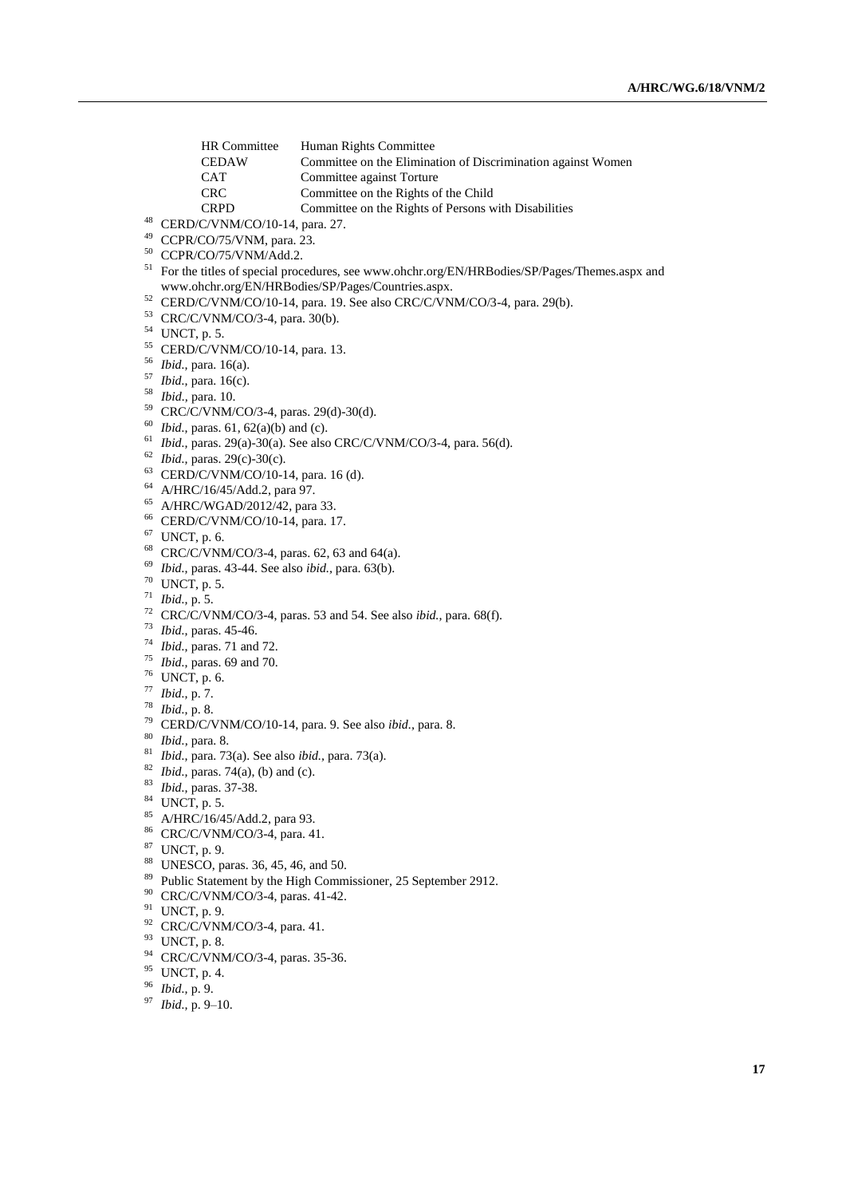| | |
|---|---|
| HR Committee | Human Rights Committee |
| CEDAW | Committee on the Elimination of Discrimination against Women |
| CAT | Committee against Torture |
| CRC | Committee on the Rights of the Child |
| CRPD | Committee on the Rights of Persons with Disabilities |

[48] CERD/C/VNM/CO/10-14, para. 27.
[49] CCPR/CO/75/VNM, para. 23.
[50] CCPR/CO/75/VNM/Add.2.
[51] For the titles of special procedures, see www.ohchr.org/EN/HRBodies/SP/Pages/Themes.aspx and www.ohchr.org/EN/HRBodies/SP/Pages/Countries.aspx.
[52] CERD/C/VNM/CO/10-14, para. 19. See also CRC/C/VNM/CO/3-4, para. 29(b).
[53] CRC/C/VNM/CO/3-4, para. 30(b).
[54] UNCT, p. 5.
[55] CERD/C/VNM/CO/10-14, para. 13.
[56] *Ibid.*, para. 16(a).
[57] *Ibid.*, para. 16(c).
[58] *Ibid.*, para. 10.
[59] CRC/C/VNM/CO/3-4, paras. 29(d)-30(d).
[60] *Ibid.*, paras. 61, 62(a)(b) and (c).
[61] *Ibid.*, paras. 29(a)-30(a). See also CRC/C/VNM/CO/3-4, para. 56(d).
[62] *Ibid.*, paras. 29(c)-30(c).
[63] CERD/C/VNM/CO/10-14, para. 16 (d).
[64] A/HRC/16/45/Add.2, para 97.
[65] A/HRC/WGAD/2012/42, para 33.
[66] CERD/C/VNM/CO/10-14, para. 17.
[67] UNCT, p. 6.
[68] CRC/C/VNM/CO/3-4, paras. 62, 63 and 64(a).
[69] *Ibid.*, paras. 43-44. See also *ibid.*, para. 63(b).
[70] UNCT, p. 5.
[71] *Ibid.*, p. 5.
[72] CRC/C/VNM/CO/3-4, paras. 53 and 54. See also *ibid.*, para. 68(f).
[73] *Ibid.*, paras. 45-46.
[74] *Ibid.*, paras. 71 and 72.
[75] *Ibid.*, paras. 69 and 70.
[76] UNCT, p. 6.
[77] *Ibid.*, p. 7.
[78] *Ibid.*, p. 8.
[79] CERD/C/VNM/CO/10-14, para. 9. See also *ibid.*, para. 8.
[80] *Ibid.*, para. 8.
[81] *Ibid.*, para. 73(a). See also *ibid.*, para. 73(a).
[82] *Ibid.*, paras. 74(a), (b) and (c).
[83] *Ibid.*, paras. 37-38.
[84] UNCT, p. 5.
[85] A/HRC/16/45/Add.2, para 93.
[86] CRC/C/VNM/CO/3-4, para. 41.
[87] UNCT, p. 9.
[88] UNESCO, paras. 36, 45, 46, and 50.
[89] Public Statement by the High Commissioner, 25 September 2912.
[90] CRC/C/VNM/CO/3-4, paras. 41-42.
[91] UNCT, p. 9.
[92] CRC/C/VNM/CO/3-4, para. 41.
[93] UNCT, p. 8.
[94] CRC/C/VNM/CO/3-4, paras. 35-36.
[95] UNCT, p. 4.
[96] *Ibid.*, p. 9.
[97] *Ibid.*, p. 9–10.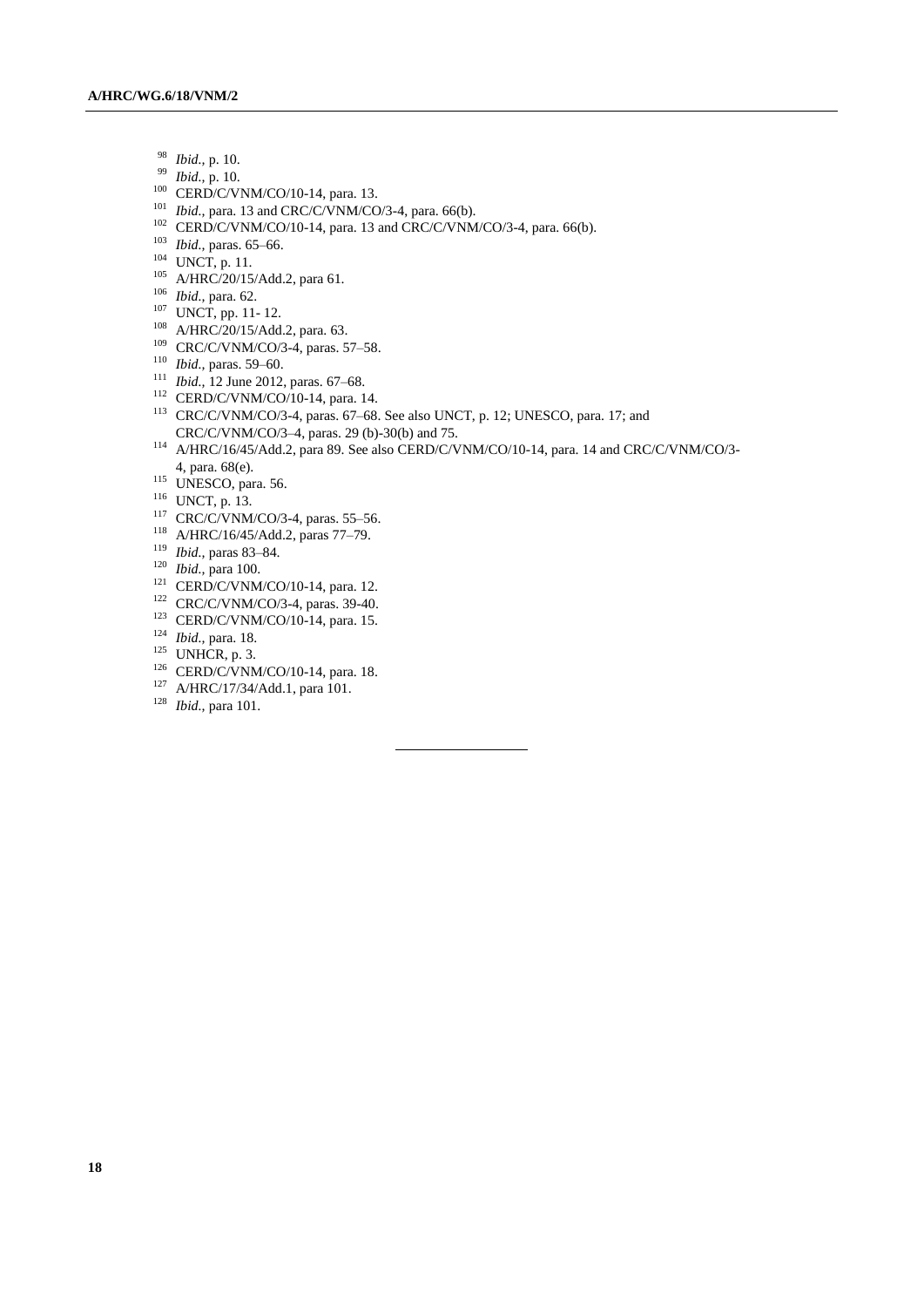[98] *Ibid.*, p. 10.
[99] *Ibid.*, p. 10.
[100] CERD/C/VNM/CO/10-14, para. 13.
[101] *Ibid.*, para. 13 and CRC/C/VNM/CO/3-4, para. 66(b).
[102] CERD/C/VNM/CO/10-14, para. 13 and CRC/C/VNM/CO/3-4, para. 66(b).
[103] *Ibid.*, paras. 65–66.
[104] UNCT, p. 11.
[105] A/HRC/20/15/Add.2, para 61.
[106] *Ibid.*, para. 62.
[107] UNCT, pp. 11- 12.
[108] A/HRC/20/15/Add.2, para. 63.
[109] CRC/C/VNM/CO/3-4, paras. 57–58.
[110] *Ibid.*, paras. 59–60.
[111] *Ibid.*, 12 June 2012, paras. 67–68.
[112] CERD/C/VNM/CO/10-14, para. 14.
[113] CRC/C/VNM/CO/3-4, paras. 67–68. See also UNCT, p. 12; UNESCO, para. 17; and CRC/C/VNM/CO/3–4, paras. 29 (b)-30(b) and 75.
[114] A/HRC/16/45/Add.2, para 89. See also CERD/C/VNM/CO/10-14, para. 14 and CRC/C/VNM/CO/3-4, para. 68(e).
[115] UNESCO, para. 56.
[116] UNCT, p. 13.
[117] CRC/C/VNM/CO/3-4, paras. 55–56.
[118] A/HRC/16/45/Add.2, paras 77–79.
[119] *Ibid.*, paras 83–84.
[120] *Ibid.*, para 100.
[121] CERD/C/VNM/CO/10-14, para. 12.
[122] CRC/C/VNM/CO/3-4, paras. 39-40.
[123] CERD/C/VNM/CO/10-14, para. 15.
[124] *Ibid.*, para. 18.
[125] UNHCR, p. 3.
[126] CERD/C/VNM/CO/10-14, para. 18.
[127] A/HRC/17/34/Add.1, para 101.
[128] *Ibid.*, para 101.